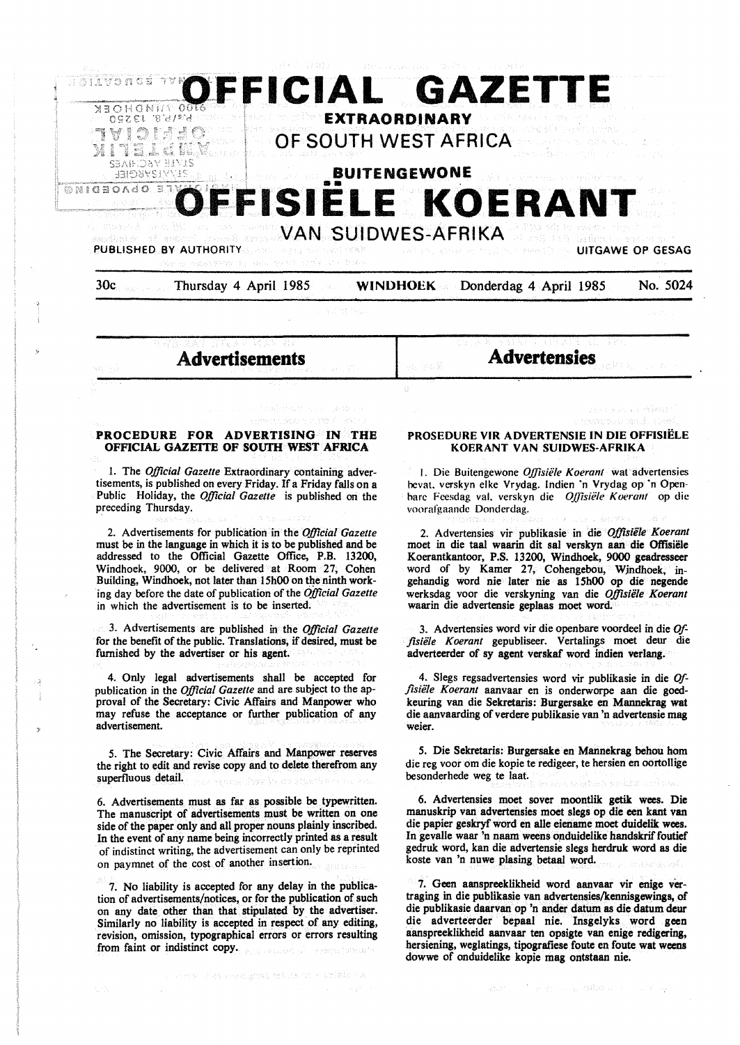# OFFICIAL GAZETTE

## EXTRAORDINARY

## OF SOUTH WEST AFRICA

## BUITENGEWONE

# OFFISIËLE KOERANT

## VAN SUIDWES-AFRIKA

PUBLISHED BY AUTHORITY — UITGAWE OP GESAG

30c — Thursday 4 April 1985 — WINDHOEK — Donderdag 4 April 1985 — No. 5024

## Advertisements

### PROCEDURE FOR ADVERTISING IN THE OFFICIAL GAZETTE OF SOUTH WEST AFRICA

1. The *Official Gazette* Extraordinary containing advertisements, is published on every Friday. If a Friday falls on a Public Holiday, the *Official Gazette* is published on the preceding Thursday.

2. Advertisements for publication in the *Official Gazette* must be in the language in which it is to be published and be addressed to the Official Gazette Office, P.B. 13200, Windhoek, 9000, or be delivered at Room 27, Cohen Building, Windhoek, not later than 15h00 on the ninth working day before the date of publication of the *Official Gazette* in which the advertisement is to be inserted.

3. Advertisements are published in the *Official Gazette* for the benefit of the public. Translations, if desired, must be furnished by the advertiser or his agent.

4. Only legal advertisements shall be accepted for publication in the *Official Gazette* and are subject to the approval of the Secretary: Civic Affairs and Manpower who may refuse the acceptance or further publication of any advertisement.

5. The Secretary: Civic Affairs and Manpower reserves the right to edit and revise copy and to delete therefrom any superfluous detail.

6. Advertisements must as far as possible be typewritten. The manuscript of advertisements must be written on one side of the paper only and all proper nouns plainly inscribed. In the event of any name being incorrectly printed as a result of indistinct writing, the advertisement can only be reprinted on paymnet of the cost of another insertion.

7. No liability is accepted for any delay in the publication of advertisements/notices, or for the publication of such on any date other than that stipulated by the advertiser. Similarly no liability is accepted in respect of any editing, revision, omission, typographical errors or errors resulting from faint or indistinct copy.

## Advertensies

### PROSEDURE VIR ADVERTENSIE IN DIE OFFISIËLE KOERANT VAN SUIDWES-AFRIKA

1. Die Buitengewone *Offisiële Koerant* wat advertensies bevat, verskyn elke Vrydag. Indien 'n Vrydag op 'n Openbare Feesdag val, verskyn die *Offisiële Koerant* op die voorafgaande Donderdag.

2. Advertensies vir publikasie in die *Offisiële Koerant* moet in die taal waarin dit sal verskyn aan die Offisiële Koerantkantoor, P.S. 13200, Windhoek, 9000 geadresseer word of by Kamer 27, Cohengebou, Windhoek, ingehandig word nie later nie as 15h00 op die negende werksdag voor die verskyning van die *Offisiële Koerant* waarin die advertensie geplaas moet word.

3. Advertensies word vir die openbare voordeel in die *Offisiële Koerant* gepubliseer. Vertalings moet deur die adverteerder of sy agent verskaf word indien verlang.

4. Slegs regsadvertensies word vir publikasie in die *Offisiële Koerant* aanvaar en is onderworpe aan die goedkeuring van die Sekretaris: Burgersake en Mannekrag wat die aanvaarding of verdere publikasie van 'n advertensie mag weier.

5. Die Sekretaris: Burgersake en Mannekrag behou hom die reg voor om die kopie te redigeer, te hersien en oortollige besonderhede weg te laat.

6. Advertensies moet sover moontlik getik wees. Die manuskrip van advertensies moet slegs op die een kant van die papier geskryf word en alle eiename moet duidelik wees. In gevalle waar 'n naam weens onduidelike handskrif foutief gedruk word, kan die advertensie slegs herdruk word as die koste van 'n nuwe plasing betaal word.

7. Geen aanspreeklikheid word aanvaar vir enige vertraging in die publikasie van advertensies/kennisgewings, of die publikasie daarvan op 'n ander datum as die datum deur die adverteerder bepaal nie. Insgelyks word geen aanspreeklikheid aanvaar ten opsigte van enige redigering, hersiening, weglatings, tipografiese foute en foute wat weens dowwe of onduidelike kopie mag ontstaan nie.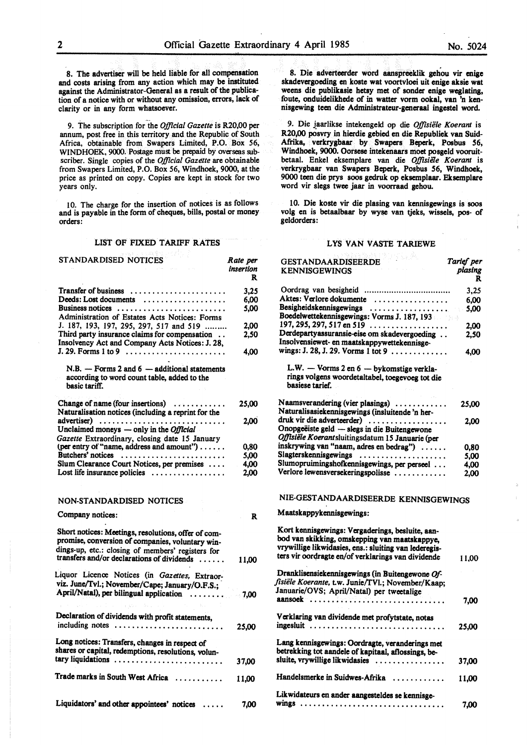8. The advertiser will be held liable for all compensation and costs arising from any action which may be instituted against the Administrator-General as a result of the publication of a notice with or without any omission, errors, lack of clarity or in any form whatsoever.

9. The subscription for the *Official Gazette* is R20,00 per annum, post free in this territory and the Republic of South Africa, obtainable from Swapers Limited, P.O. Box 56, WINDHOEK, 9000. Postage must be prepaid by overseas subscriber. Single copies of the *Official Gazette* are obtainable from Swapers Limited, P.O. Box 56, Windhoek, 9000, at the price as printed on copy. Copies are kept in stock for two years only.

10. The charge for the insertion of notices is as follows and is payable in the form of cheques, bills, postal or money orders:

## LIST OF FIXED TARIFF RATES

| STANDARDISED NOTICES | Rate per insertion R |
|---|---|
| Transfer of business | 3,25 |
| Deeds: Lost documents | 6,00 |
| Business notices | 5,00 |
| Administration of Estates Acts Notices: Forms J. 187, 193, 197, 295, 297, 517 and 519 | 2,00 |
| Third party insurance claims for compensation | 2,50 |
| Insolvency Act and Company Acts Notices: J. 28, J. 29. Forms 1 to 9 | 4,00 |
| N.B. — Forms 2 and 6 — additional statements according to word count table, added to the basic tariff. | |
| Change of name (four insertions) | 25,00 |
| Naturalisation notices (including a reprint for the advertiser) | 2,00 |
| Unclaimed moneys — only in the *Official Gazette* Extraordinary, closing date 15 January (per entry of "name, address and amount") | 0,80 |
| Butchers' notices | 5,00 |
| Slum Clearance Court Notices, per premises | 4,00 |
| Lost life insurance policies | 2,00 |

| NON-STANDARDISED NOTICES | |
|---|---|
| Company notices: | R |
| Short notices: Meetings, resolutions, offer of compromise, conversion of companies, voluntary windings-up, etc.: closing of members' registers for transfers and/or declarations of dividends | 11,00 |
| Liquor Licence Notices (in *Gazettes*, Extraor-viz. June/Tvl.; November/Cape; January/O.F.S.; April/Natal), per bilingual application | 7,00 |
| Declaration of dividends with profit statements, including notes | 25,00 |
| Long notices: Transfers, changes in respect of shares or capital, redemptions, resolutions, voluntary liquidations | 37,00 |
| Trade marks in South West Africa | 11,00 |
| Liquidators' and other appointees' notices | 7,00 |

8. Die adverteerder word aanspreeklik gehou vir enige skadevergoeding en koste wat voortvloei uit enige aksie wat weens die publikasie hetsy met of sonder enige weglating, foute, onduidelikhede of in watter vorm ookal, van 'n kennisgewing teen die Administrateur-generaal ingestel word.

9. Die jaarlikse intekengeld op die *Offisiële Koerant* is R20,00 posvry in hierdie gebied en die Republiek van Suid-Afrika, verkrygbaar by Swapers Beperk, Posbus 56, Windhoek, 9000. Oorsese intekenaars moet posgeld vooruitbetaal. Enkel eksemplare van die *Offisiële Koerant* is verkrygbaar van Swapers Beperk, Posbus 56, Windhoek, 9000 teen die prys soos gedruk op eksemplaar. Eksemplare word vir slegs twee jaar in voorraad gehou.

10. Die koste vir die plasing van kennisgewings is soos volg en is betaalbaar by wyse van tjeks, wissels, pos- of geldorders:

## LYS VAN VASTE TARIEWE

| GESTANDAARDISEERDE KENNISGEWINGS | Tarief per plasing R |
|---|---|
| Oordrag van besigheid | 3,25 |
| Aktes: Verlore dokumente | 6,00 |
| Besigheidskennisgewings | 5,00 |
| Boedelwettekennisgewings: Vorms J. 187, 193 197, 295, 297, 517 en 519 | 2,00 |
| Derdepartyassuransie-eise om skadevergoeding | 2,50 |
| Insolvensiewet- en maatskappywettekennisgewings: J. 28, J. 29. Vorms 1 tot 9 | 4,00 |
| L.W. — Vorms 2 en 6 — bykomstige verklarings volgens woordetaltabel, toegevoeg tot die basiese tarief. | |
| Naamsverandering (vier plasings) | 25,00 |
| Naturalisasiekennisgewings (insluitende 'n herdruk vir die adverteerder) | 2,00 |
| Onopgeëiste geld — slegs in die Buitengewone *Offisiële Koerant* sluitingsdatum 15 Januarie (per inskrywing van "naam, adres en bedrag") | 0,80 |
| Slagterskennisgewings | 5,00 |
| Slumopruimingshofkennisgewings, per perseel | 4,00 |
| Verlore lewensversekeringspolisse | 2,00 |

| NIE-GESTANDAARDISEERDE KENNISGEWINGS | |
|---|---|
| Maatskappykennisgewings: | |
| Kort kennisgewings: Vergaderings, besluite, aanbod van skikking, omskepping van maatskappye, vrywillige likwidasies, ens.: sluiting van lederegisters vir oordragte en/of verklarings van dividende | 11,00 |
| Dranklisensiekennisgewings (in Buitengewone *Offisiële Koerante*, t.w. Junie/TVl.; November/Kaap; Januarie/OVS; April/Natal) per tweetalige aansoek | 7,00 |
| Verklaring van dividende met profytstate, notas ingesluit | 25,00 |
| Lang kennisgewings: Oordragte, veranderings met betrekking tot aandele of kapitaal, aflossings, besluite, vrywillige likwidasies | 37,00 |
| Handelsmerke in Suidwes-Afrika | 11,00 |
| Likwidateurs en ander aangesteldes se kennisgewings | 7,00 |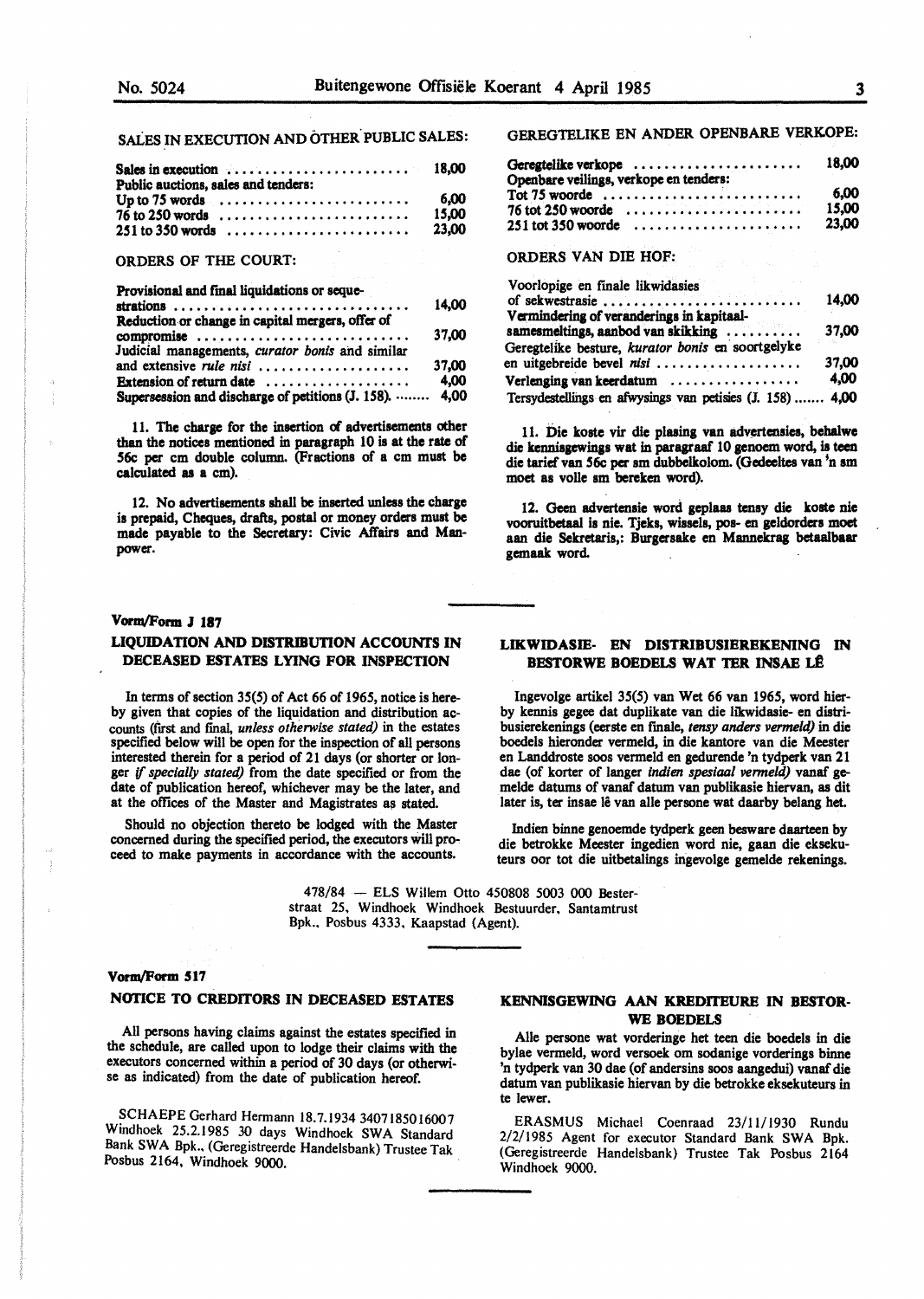## SALES IN EXECUTION AND OTHER PUBLIC SALES:

| | |
|---|---|
| Sales in execution | 18,00 |
| Public auctions, sales and tenders: | |
| Up to 75 words | 6,00 |
| 76 to 250 words | 15,00 |
| 251 to 350 words | 23,00 |

## ORDERS OF THE COURT:

| | |
|---|---|
| Provisional and final liquidations or sequestrations | 14,00 |
| Reduction or change in capital mergers, offer of compromise | 37,00 |
| Judicial managements, *curator bonis* and similar and extensive *rule nisi* | 37,00 |
| Extension of return date | 4,00 |
| Supersession and discharge of petitions (J. 158). | 4,00 |

11. The charge for the insertion of advertisements other than the notices mentioned in paragraph 10 is at the rate of 56c per cm double column. (Fractions of a cm must be calculated as a cm).

12. No advertisements shall be inserted unless the charge is prepaid, Cheques, drafts, postal or money orders must be made payable to the Secretary: Civic Affairs and Manpower.

## GEREGTELIKE EN ANDER OPENBARE VERKOPE:

| | |
|---|---|
| Geregtelike verkope | 18,00 |
| Openbare veilings, verkope en tenders: | |
| Tot 75 woorde | 6,00 |
| 76 tot 250 woorde | 15,00 |
| 251 tot 350 woorde | 23,00 |

## ORDERS VAN DIE HOF:

| | |
|---|---|
| Voorlopige en finale likwidasies of sekwestrasie | 14,00 |
| Vermindering of veranderings in kapitaalsamesmeltings, aanbod van skikking | 37,00 |
| Geregtelike besture, *kurator bonis* en soortgelyke en uitgebreide bevel *nisi* | 37,00 |
| Verlenging van keerdatum | 4,00 |
| Tersydestellings en afwysings van petisies (J. 158) | 4,00 |

11. Die koste vir die plasing van advertensies, behalwe die kennisgewings wat in paragraaf 10 genoem word, is teen die tarief van 56c per sm dubbelkolom. (Gedeeltes van 'n sm moet as volle sm bereken word).

12. Geen advertensie word geplaas tensy die koste nie vooruitbetaal is nie. Tjeks, wissels, pos- en geldorders moet aan die Sekretaris,: Burgersake en Mannekrag betaalbaar gemaak word.

---

**Vorm/Form J 187**

## LIQUIDATION AND DISTRIBUTION ACCOUNTS IN DECEASED ESTATES LYING FOR INSPECTION

In terms of section 35(5) of Act 66 of 1965, notice is hereby given that copies of the liquidation and distribution accounts (first and final, *unless otherwise stated)* in the estates specified below will be open for the inspection of all persons interested therein for a period of 21 days (or shorter or longer *if specially stated)* from the date specified or from the date of publication hereof, whichever may be the later, and at the offices of the Master and Magistrates as stated.

Should no objection thereto be lodged with the Master concerned during the specified period, the executors will proceed to make payments in accordance with the accounts.

## LIKWIDASIE- EN DISTRIBUSIEREKENING IN BESTORWE BOEDELS WAT TER INSAE LÊ

Ingevolge artikel 35(5) van Wet 66 van 1965, word hierby kennis gegee dat duplikate van die likwidasie- en distribusierekenings (eerste en finale, *tensy anders vermeld)* in die boedels hieronder vermeld, in die kantore van die Meester en Landdroste soos vermeld en gedurende 'n tydperk van 21 dae (of korter of langer *indien spesiaal vermeld)* vanaf gemelde datums of vanaf datum van publikasie hiervan, as dit later is, ter insae lê van alle persone wat daarby belang het.

Indien binne genoemde tydperk geen besware daarteen by die betrokke Meester ingedien word nie, gaan die eksekuteurs oor tot die uitbetalings ingevolge gemelde rekenings.

478/84 — ELS Willem Otto 450808 5003 000 Besterstraat 25, Windhoek Windhoek Bestuurder, Santamtrust Bpk., Posbus 4333, Kaapstad (Agent).

---

**Vorm/Form 517**

## NOTICE TO CREDITORS IN DECEASED ESTATES

All persons having claims against the estates specified in the schedule, are called upon to lodge their claims with the executors concerned within a period of 30 days (or otherwise as indicated) from the date of publication hereof.

SCHAEPE Gerhard Hermann 18.7.1934 3407185016007 Windhoek 25.2.1985 30 days Windhoek SWA Standard Bank SWA Bpk., (Geregistreerde Handelsbank) Trustee Tak Posbus 2164, Windhoek 9000.

## KENNISGEWING AAN KREDITEURE IN BESTORWE BOEDELS

Alle persone wat vorderinge het teen die boedels in die bylae vermeld, word versoek om sodanige vorderings binne 'n tydperk van 30 dae (of andersins soos aangedui) vanaf die datum van publikasie hiervan by die betrokke eksekuteurs in te lewer.

ERASMUS Michael Coenraad 23/11/1930 Rundu 2/2/1985 Agent for executor Standard Bank SWA Bpk. (Geregistreerde Handelsbank) Trustee Tak Posbus 2164 Windhoek 9000.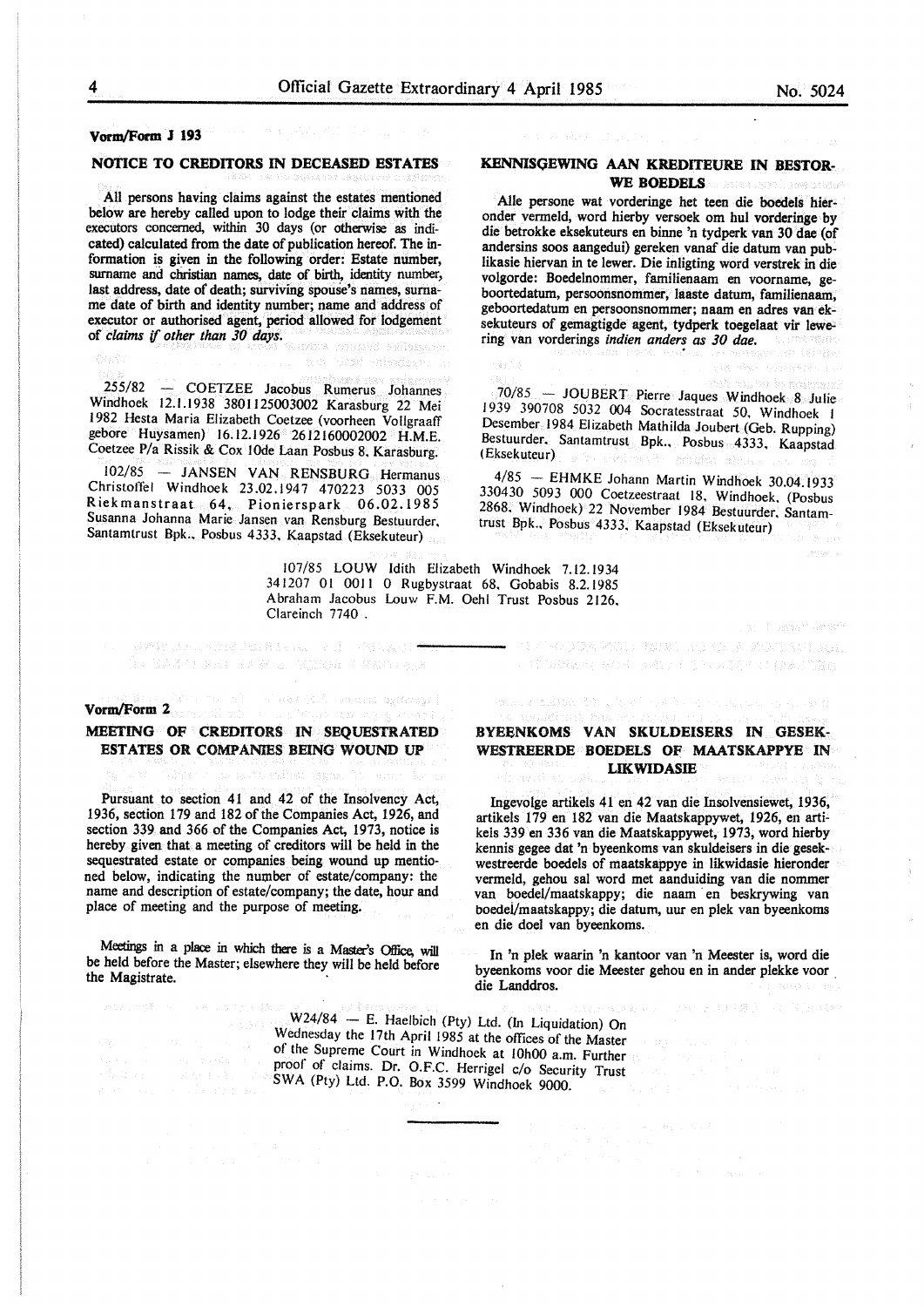**Vorm/Form J 193**

## NOTICE TO CREDITORS IN DECEASED ESTATES

All persons having claims against the estates mentioned below are hereby called upon to lodge their claims with the executors concerned, within 30 days (or otherwise as indicated) calculated from the date of publication hereof. The information is given in the following order: Estate number, surname and christian names, date of birth, identity number, last address, date of death; surviving spouse's names, surname date of birth and identity number; name and address of executor or authorised agent, period allowed for lodgement of *claims if other than 30 days.*

255/82 — COETZEE Jacobus Rumerus Johannes Windhoek 12.1.1938 3801125003002 Karasburg 22 Mei 1982 Hesta Maria Elizabeth Coetzee (voorheen Vollgraaff gebore Huysamen) 16.12.1926 2612160002002 H.M.E. Coetzee P/a Rissik & Cox 10de Laan Posbus 8, Karasburg.

102/85 — JANSEN VAN RENSBURG Hermanus Christoffel Windhoek 23.02.1947 470223 5033 005 Riekmanstraat 64, Pionierspark 06.02.1985 Susanna Johanna Marie Jansen van Rensburg Bestuurder, Santamtrust Bpk., Posbus 4333, Kaapstad (Eksekuteur)

## KENNISGEWING AAN KREDITEURE IN BESTORWE BOEDELS

Alle persone wat vorderinge het teen die boedels hieronder vermeld, word hierby versoek om hul vorderinge by die betrokke eksekuteurs en binne 'n tydperk van 30 dae (of andersins soos aangedui) gereken vanaf die datum van publikasie hiervan in te lewer. Die inligting word verstrek in die volgorde: Boedelnommer, familienaam en voorname, geboortedatum, persoonsnommer, laaste datum, familienaam, geboortedatum en persoonsnommer; naam en adres van eksekuteurs of gemagtigde agent, tydperk toegelaat vir lewering van vorderings *indien anders as 30 dae.*

70/85 — JOUBERT Pierre Jaques Windhoek 8 Julie 1939 390708 5032 004 Socratesstraat 50, Windhoek 1 Desember 1984 Elizabeth Mathilda Joubert (Geb. Rupping) Bestuurder, Santamtrust Bpk., Posbus 4333, Kaapstad (Eksekuteur)

4/85 — EHMKE Johann Martin Windhoek 30.04.1933 330430 5093 000 Coetzeestraat 18, Windhoek, (Posbus 2868, Windhoek) 22 November 1984 Bestuurder, Santamtrust Bpk., Posbus 4333, Kaapstad (Eksekuteur)

107/85 LOUW Idith Elizabeth Windhoek 7.12.1934 341207 01 0011 0 Rugbystraat 68, Gobabis 8.2.1985 Abraham Jacobus Louw F.M. Oehl Trust Posbus 2126, Clareinch 7740 .

---

**Vorm/Form 2**

## MEETING OF CREDITORS IN SEQUESTRATED ESTATES OR COMPANIES BEING WOUND UP

Pursuant to section 41 and 42 of the Insolvency Act, 1936, section 179 and 182 of the Companies Act, 1926, and section 339 and 366 of the Companies Act, 1973, notice is hereby given that a meeting of creditors will be held in the sequestrated estate or companies being wound up mentioned below, indicating the number of estate/company: the name and description of estate/company; the date, hour and place of meeting and the purpose of meeting.

Meetings in a place in which there is a Master's Office, will be held before the Master; elsewhere they will be held before the Magistrate.

## BYEENKOMS VAN SKULDEISERS IN GESEKWESTREERDE BOEDELS OF MAATSKAPPYE IN LIKWIDASIE

Ingevolge artikels 41 en 42 van die Insolvensiewet, 1936, artikels 179 en 182 van die Maatskappywet, 1926, en artikels 339 en 336 van die Maatskappywet, 1973, word hierby kennis gegee dat 'n byeenkoms van skuldeisers in die gesekwestreerde boedels of maatskappye in likwidasie hieronder vermeld, gehou sal word met aanduiding van die nommer van boedel/maatskappy; die naam en beskrywing van boedel/maatskappy; die datum, uur en plek van byeenkoms en die doel van byeenkoms.

In 'n plek waarin 'n kantoor van 'n Meester is, word die byeenkoms voor die Meester gehou en in ander plekke voor die Landdros.

W24/84 — E. Haelbich (Pty) Ltd. (In Liquidation) On Wednesday the 17th April 1985 at the offices of the Master of the Supreme Court in Windhoek at 10h00 a.m. Further proof of claims. Dr. O.F.C. Herrigel c/o Security Trust SWA (Pty) Ltd. P.O. Box 3599 Windhoek 9000.

---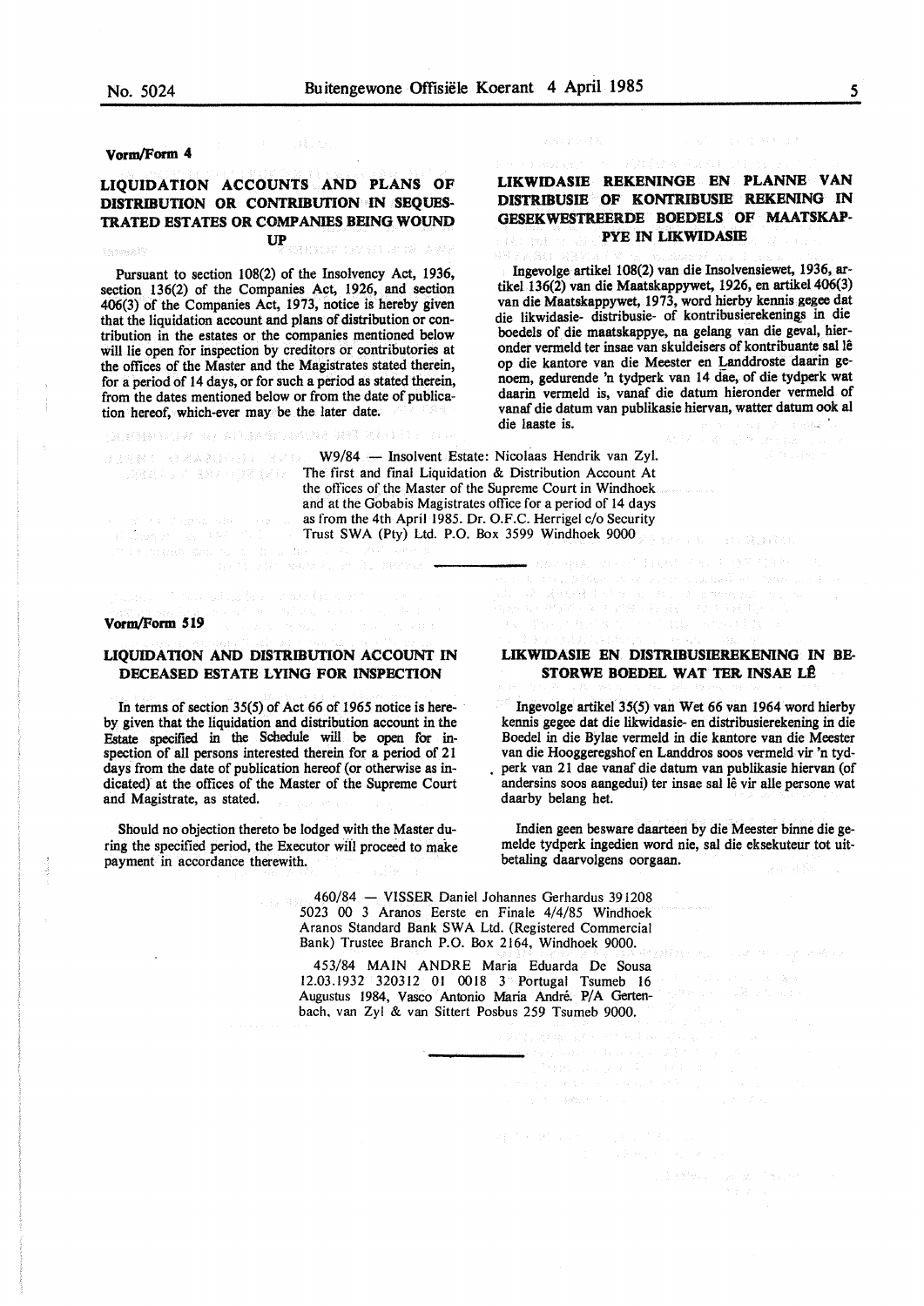**Vorm/Form 4**

## LIQUIDATION ACCOUNTS AND PLANS OF DISTRIBUTION OR CONTRIBUTION IN SEQUESTRATED ESTATES OR COMPANIES BEING WOUND UP

Pursuant to section 108(2) of the Insolvency Act, 1936, section 136(2) of the Companies Act, 1926, and section 406(3) of the Companies Act, 1973, notice is hereby given that the liquidation account and plans of distribution or contribution in the estates or the companies mentioned below will lie open for inspection by creditors or contributories at the offices of the Master and the Magistrates stated therein, for a period of 14 days, or for such a period as stated therein, from the dates mentioned below or from the date of publication hereof, which-ever may be the later date.

## LIKWIDASIE REKENINGE EN PLANNE VAN DISTRIBUSIE OF KONTRIBUSIE REKENING IN GESEKWESTREERDE BOEDELS OF MAATSKAPPYE IN LIKWIDASIE

Ingevolge artikel 108(2) van die Insolvensiewet, 1936, artikel 136(2) van die Maatskappywet, 1926, en artikel 406(3) van die Maatskappywet, 1973, word hierby kennis gegee dat die likwidasie- distribusie- of kontribusierekenings in die boedels of die maatskappye, na gelang van die geval, hieronder vermeld ter insae van skuldeisers of kontribuante sal lê op die kantore van die Meester en Landdroste daarin genoem, gedurende 'n tydperk van 14 dae, of die tydperk wat daarin vermeld is, vanaf die datum hieronder vermeld of vanaf die datum van publikasie hiervan, watter datum ook al die laaste is.

W9/84 — Insolvent Estate: Nicolaas Hendrik van Zyl. The first and final Liquidation & Distribution Account At the offices of the Master of the Supreme Court in Windhoek and at the Gobabis Magistrates office for a period of 14 days as from the 4th April 1985. Dr. O.F.C. Herrigel c/o Security Trust SWA (Pty) Ltd. P.O. Box 3599 Windhoek 9000

---

**Vorm/Form 519**

## LIQUIDATION AND DISTRIBUTION ACCOUNT IN DECEASED ESTATE LYING FOR INSPECTION

In terms of section 35(5) of Act 66 of 1965 notice is hereby given that the liquidation and distribution account in the Estate specified in the Schedule will be open for inspection of all persons interested therein for a period of 21 days from the date of publication hereof (or otherwise as indicated) at the offices of the Master of the Supreme Court and Magistrate, as stated.

Should no objection thereto be lodged with the Master during the specified period, the Executor will proceed to make payment in accordance therewith.

## LIKWIDASIE EN DISTRIBUSIEREKENING IN BESTORWE BOEDEL WAT TER INSAE LÊ

Ingevolge artikel 35(5) van Wet 66 van 1964 word hierby kennis gegee dat die likwidasie- en distribusierekening in die Boedel in die Bylae vermeld in die kantore van die Meester van die Hooggeregshof en Landdros soos vermeld vir 'n tydperk van 21 dae vanaf die datum van publikasie hiervan (of andersins soos aangedui) ter insae sal lê vir alle persone wat daarby belang het.

Indien geen besware daarteen by die Meester binne die gemelde tydperk ingedien word nie, sal die eksekuteur tot uitbetaling daarvolgens oorgaan.

460/84 — VISSER Daniel Johannes Gerhardus 391208 5023 00 3 Aranos Eerste en Finale 4/4/85 Windhoek Aranos Standard Bank SWA Ltd. (Registered Commercial Bank) Trustee Branch P.O. Box 2164, Windhoek 9000.

453/84 MAIN ANDRE Maria Eduarda De Sousa 12.03.1932 320312 01 0018 3 Portugal Tsumeb 16 Augustus 1984, Vasco Antonio Maria André. P/A Gertenbach, van Zyl & van Sittert Posbus 259 Tsumeb 9000.

---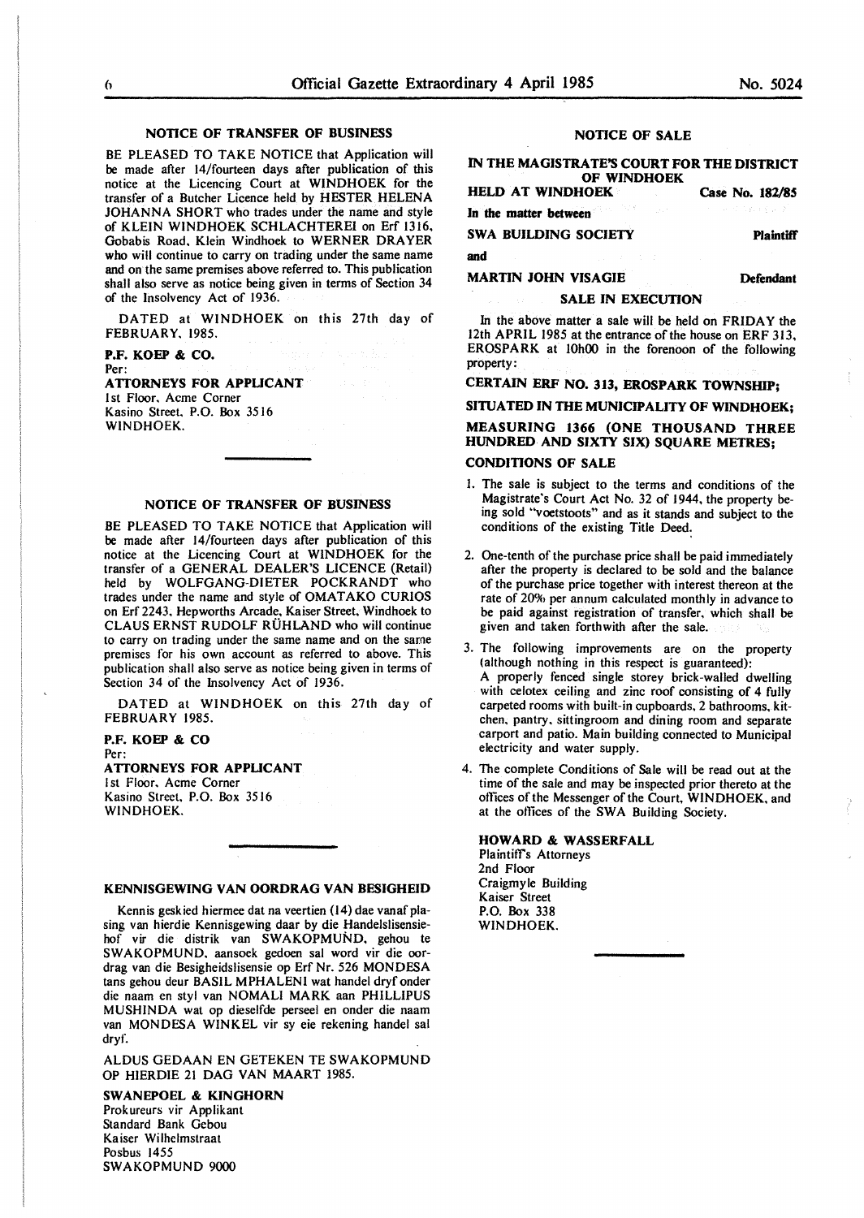## NOTICE OF TRANSFER OF BUSINESS

BE PLEASED TO TAKE NOTICE that Application will be made after 14/fourteen days after publication of this notice at the Licencing Court at WINDHOEK for the transfer of a Butcher Licence held by HESTER HELENA JOHANNA SHORT who trades under the name and style of KLEIN WINDHOEK SCHLACHTEREI on Erf 1316, Gobabis Road, Klein Windhoek to WERNER DRAYER who will continue to carry on trading under the same name and on the same premises above referred to. This publication shall also serve as notice being given in terms of Section 34 of the Insolvency Act of 1936.

DATED at WINDHOEK on this 27th day of FEBRUARY, 1985.

**P.F. KOEP & CO.**
Per:
**ATTORNEYS FOR APPLICANT**
1st Floor, Acme Corner
Kasino Street, P.O. Box 3516
WINDHOEK.

---

## NOTICE OF TRANSFER OF BUSINESS

BE PLEASED TO TAKE NOTICE that Application will be made after 14/fourteen days after publication of this notice at the Licencing Court at WINDHOEK for the transfer of a GENERAL DEALER'S LICENCE (Retail) held by WOLFGANG-DIETER POCKRANDT who trades under the name and style of OMATAKO CURIOS on Erf 2243, Hepworths Arcade, Kaiser Street, Windhoek to CLAUS ERNST RUDOLF RÜHLAND who will continue to carry on trading under the same name and on the same premises for his own account as referred to above. This publication shall also serve as notice being given in terms of Section 34 of the Insolvency Act of 1936.

DATED at WINDHOEK on this 27th day of FEBRUARY 1985.

**P.F. KOEP & CO**
Per:
**ATTORNEYS FOR APPLICANT**
1st Floor, Acme Corner
Kasino Street, P.O. Box 3516
WINDHOEK.

---

## KENNISGEWING VAN OORDRAG VAN BESIGHEID

Kennis geskied hiermee dat na veertien (14) dae vanaf plasing van hierdie Kennisgewing daar by die Handelslisensiehof vir die distrik van SWAKOPMUND, gehou te SWAKOPMUND, aansoek gedoen sal word vir die oordrag van die Besigheidslisensie op Erf Nr. 526 MONDESA tans gehou deur BASIL MPHALENI wat handel dryf onder die naam en styl van NOMALI MARK aan PHILLIPUS MUSHINDA wat op dieselfde perseel en onder die naam van MONDESA WINKEL vir sy eie rekening handel sal dryf.

ALDUS GEDAAN EN GETEKEN TE SWAKOPMUND OP HIERDIE 21 DAG VAN MAART 1985.

**SWANEPOEL & KINGHORN**
Prokureurs vir Applikant
Standard Bank Gebou
Kaiser Wilhelmstraat
Posbus 1455
SWAKOPMUND 9000

---

## NOTICE OF SALE

**IN THE MAGISTRATE'S COURT FOR THE DISTRICT OF WINDHOEK**
**HELD AT WINDHOEK** — **Case No. 182/85**

**In the matter between**

**SWA BUILDING SOCIETY** — **Plaintiff**

**and**

**MARTIN JOHN VISAGIE** — **Defendant**

**SALE IN EXECUTION**

In the above matter a sale will be held on FRIDAY the 12th APRIL 1985 at the entrance of the house on ERF 313, EROSPARK at 10h00 in the forenoon of the following property:

**CERTAIN ERF NO. 313, EROSPARK TOWNSHIP;**

**SITUATED IN THE MUNICIPALITY OF WINDHOEK;**

**MEASURING 1366 (ONE THOUSAND THREE HUNDRED AND SIXTY SIX) SQUARE METRES;**

**CONDITIONS OF SALE**

1. The sale is subject to the terms and conditions of the Magistrate's Court Act No. 32 of 1944, the property being sold "voetstoots" and as it stands and subject to the conditions of the existing Title Deed.
2. One-tenth of the purchase price shall be paid immediately after the property is declared to be sold and the balance of the purchase price together with interest thereon at the rate of 20% per annum calculated monthly in advance to be paid against registration of transfer, which shall be given and taken forthwith after the sale.
3. The following improvements are on the property (although nothing in this respect is guaranteed): A properly fenced single storey brick-walled dwelling with celotex ceiling and zinc roof consisting of 4 fully carpeted rooms with built-in cupboards, 2 bathrooms, kitchen, pantry, sittingroom and dining room and separate carport and patio. Main building connected to Municipal electricity and water supply.
4. The complete Conditions of Sale will be read out at the time of the sale and may be inspected prior thereto at the offices of the Messenger of the Court, WINDHOEK, and at the offices of the SWA Building Society.

**HOWARD & WASSERFALL**
Plaintiff's Attorneys
2nd Floor
Craigmyle Building
Kaiser Street
P.O. Box 338
WINDHOEK.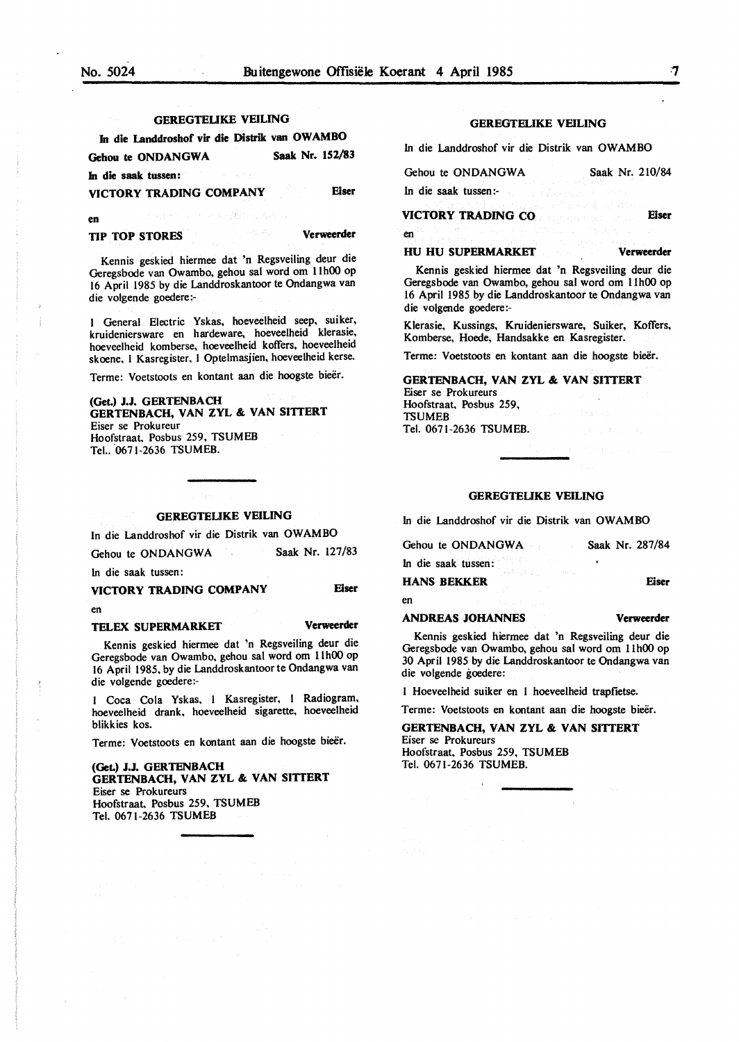### GEREGTELIKE VEILING

**In die Landdroshof vir die Distrik van OWAMBO**

**Gehou te ONDANGWA** **Saak Nr. 152/83**

**In die saak tussen:**

**VICTORY TRADING COMPANY** **Eiser**

**en**

**TIP TOP STORES** **Verweerder**

Kennis geskied hiermee dat 'n Regsveiling deur die Geregsbode van Owambo, gehou sal word om 11h00 op 16 April 1985 by die Landdroskantoor te Ondangwa van die volgende goedere:-

1 General Electric Yskas, hoeveelheid seep, suiker, kruideniersware en hardeware, hoeveelheid klerasie, hoeveelheid komberse, hoeveelheid koffers, hoeveelheid skoene, 1 Kasregister, 1 Optelmasjien, hoeveelheid kerse.

Terme: Voetstoots en kontant aan die hoogste bieër.

**(Get.) J.J. GERTENBACH**
**GERTENBACH, VAN ZYL & VAN SITTERT**
Eiser se Prokureur
Hoofstraat, Posbus 259, TSUMEB
Tel.. 0671-2636 TSUMEB.

---

### GEREGTELIKE VEILING

In die Landdroshof vir die Distrik van OWAMBO

Gehou te ONDANGWA Saak Nr. 127/83

In die saak tussen:

**VICTORY TRADING COMPANY** **Eiser**

en

**TELEX SUPERMARKET** **Verweerder**

Kennis geskied hiermee dat 'n Regsveiling deur die Geregsbode van Owambo, gehou sal word om 11h00 op 16 April 1985, by die Landdroskantoor te Ondangwa van die volgende goedere:-

1 Coca Cola Yskas, 1 Kasregister, 1 Radiogram, hoeveelheid drank, hoeveelheid sigarette, hoeveelheid blikkies kos.

Terme: Voetstoots en kontant aan die hoogste bieër.

**(Get.) J.J. GERTENBACH**
**GERTENBACH, VAN ZYL & VAN SITTERT**
Eiser se Prokureurs
Hoofstraat, Posbus 259, TSUMEB
Tel. 0671-2636 TSUMEB

---

### GEREGTELIKE VEILING

In die Landdroshof vir die Distrik van OWAMBO

Gehou te ONDANGWA Saak Nr. 210/84

In die saak tussen:-

**VICTORY TRADING CO** **Eiser**

en

**HU HU SUPERMARKET** **Verweerder**

Kennis geskied hiermee dat 'n Regsveiling deur die Geregsbode van Owambo, gehou sal word om 11h00 op 16 April 1985 by die Landdroskantoor te Ondangwa van die volgende goedere:-

Klerasie, Kussings, Kruideniersware, Suiker, Koffers, Komberse, Hoede, Handsakke en Kasregister.

Terme: Voetstoots en kontant aan die hoogste bieër.

**GERTENBACH, VAN ZYL & VAN SITTERT**
Eiser se Prokureurs
Hoofstraat, Posbus 259,
TSUMEB
Tel. 0671-2636 TSUMEB.

---

### GEREGTELIKE VEILING

In die Landdroshof vir die Distrik van OWAMBO

Gehou te ONDANGWA Saak Nr. 287/84

In die saak tussen:

**HANS BEKKER** **Eiser**

en

**ANDREAS JOHANNES** **Verweerder**

Kennis geskied hiermee dat 'n Regsveiling deur die Geregsbode van Owambo, gehou sal word om 11h00 op 30 April 1985 by die Landdroskantoor te Ondangwa van die volgende goedere:

1 Hoeveelheid suiker en 1 hoeveelheid trapfietse.

Terme: Voetstoots en kontant aan die hoogste bieër.

**GERTENBACH, VAN ZYL & VAN SITTERT**
Eiser se Prokureurs
Hoofstraat, Posbus 259, TSUMEB
Tel. 0671-2636 TSUMEB.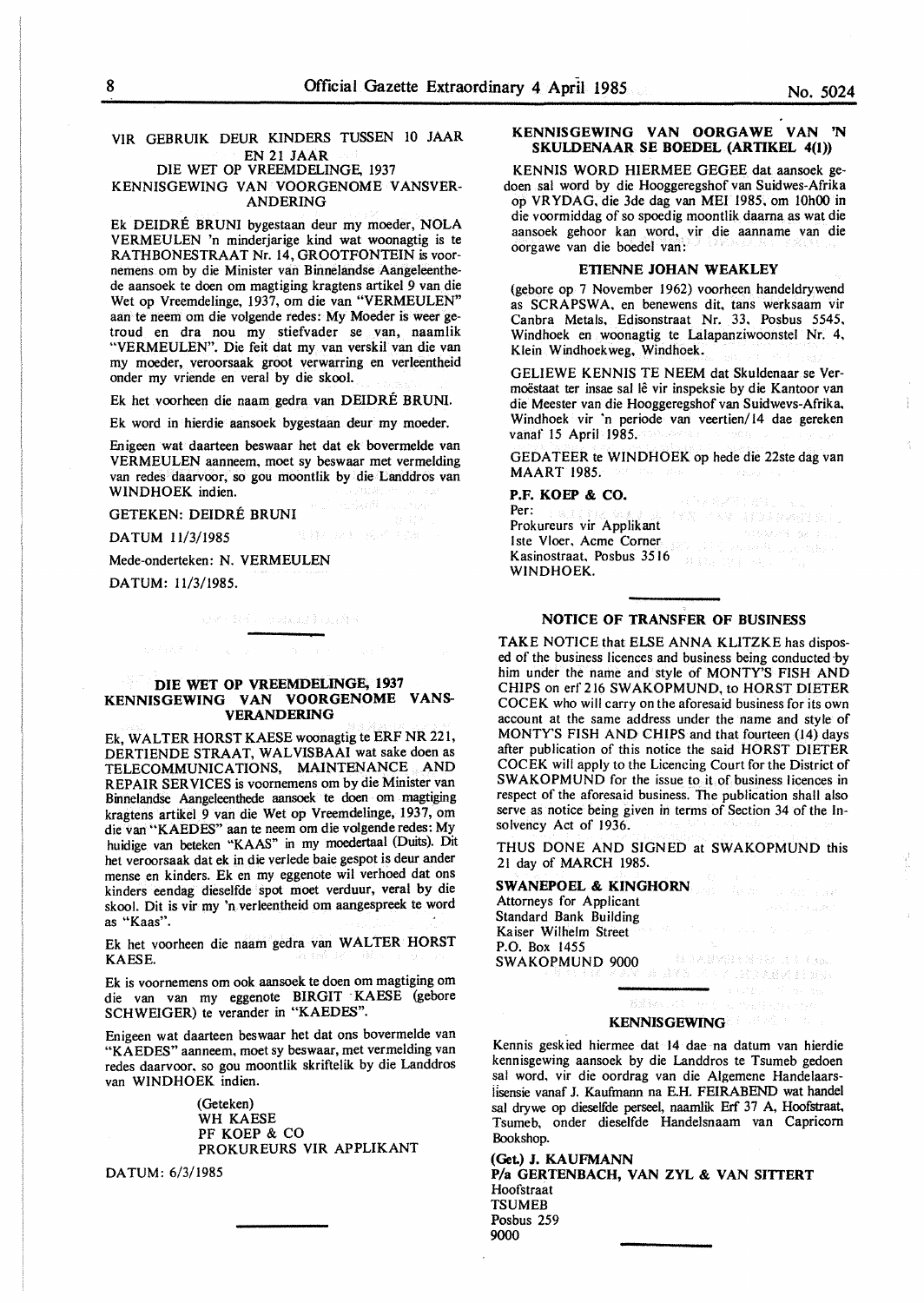VIR GEBRUIK DEUR KINDERS TUSSEN 10 JAAR EN 21 JAAR

DIE WET OP VREEMDELINGE, 1937

KENNISGEWING VAN VOORGENOME VANSVERANDERING

Ek DEIDRÉ BRUNI bygestaan deur my moeder, NOLA VERMEULEN 'n minderjarige kind wat woonagtig is te RATHBONESTRAAT Nr. 14, GROOTFONTEIN is voornemens om by die Minister van Binnelandse Aangeleenthede aansoek te doen om magtiging kragtens artikel 9 van die Wet op Vreemdelinge, 1937, om die van "VERMEULEN" aan te neem om die volgende redes: My Moeder is weer getroud en dra nou my stiefvader se van, naamlik "VERMEULEN". Die feit dat my van verskil van die van my moeder, veroorsaak groot verwarring en verleentheid onder my vriende en veral by die skool.

Ek het voorheen die naam gedra van DEIDRÉ BRUNI.

Ek word in hierdie aansoek bygestaan deur my moeder.

Enigeen wat daarteen beswaar het dat ek bovermelde van VERMEULEN aanneem, moet sy beswaar met vermelding van redes daarvoor, so gou moontlik by die Landdros van WINDHOEK indien.

GETEKEN: DEIDRÉ BRUNI

DATUM 11/3/1985

Mede-onderteken: N. VERMEULEN

DATUM: 11/3/1985.

---

**DIE WET OP VREEMDELINGE, 1937**
**KENNISGEWING VAN VOORGENOME VANSVERANDERING**

Ek, WALTER HORST KAESE woonagtig te ERF NR 221, DERTIENDE STRAAT, WALVISBAAI wat sake doen as TELECOMMUNICATIONS, MAINTENANCE AND REPAIR SERVICES is voornemens om by die Minister van Binnelandse Aangeleenthede aansoek te doen om magtiging kragtens artikel 9 van die Wet op Vreemdelinge, 1937, om die van "KAEDES" aan te neem om die volgende redes: My huidige van beteken "KAAS" in my moedertaal (Duits). Dit het veroorsaak dat ek in die verlede baie gespot is deur ander mense en kinders. Ek en my eggenote wil verhoed dat ons kinders eendag dieselfde spot moet verduur, veral by die skool. Dit is vir my 'n verleentheid om aangespreek te word as "Kaas".

Ek het voorheen die naam gedra van WALTER HORST KAESE.

Ek is voornemens om ook aansoek te doen om magtiging om die van van my eggenote BIRGIT KAESE (gebore SCHWEIGER) te verander in "KAEDES".

Enigeen wat daarteen beswaar het dat ons bovermelde van "KAEDES" aanneem, moet sy beswaar, met vermelding van redes daarvoor, so gou moontlik skriftelik by die Landdros van WINDHOEK indien.

(Geteken)
WH KAESE
PF KOEP & CO
PROKUREURS VIR APPLIKANT

DATUM: 6/3/1985

---

**KENNISGEWING VAN OORGAWE VAN 'N SKULDENAAR SE BOEDEL (ARTIKEL 4(1))**

KENNIS WORD HIERMEE GEGEE dat aansoek gedoen sal word by die Hooggeregshof van Suidwes-Afrika op VRYDAG, die 3de dag van MEI 1985, om 10h00 in die voormiddag of so spoedig moontlik daarna as wat die aansoek gehoor kan word, vir die aanname van die oorgawe van die boedel van:

**ETIENNE JOHAN WEAKLEY**

(gebore op 7 November 1962) voorheen handeldrywend as SCRAPSWA, en benewens dit, tans werksaam vir Canbra Metals, Edisonstraat Nr. 33, Posbus 5545, Windhoek en woonagtig te Lalapanziwoonstel Nr. 4, Klein Windhoekweg, Windhoek.

GELIEWE KENNIS TE NEEM dat Skuldenaar se Vermoëstaat ter insae sal lê vir inspeksie by die Kantoor van die Meester van die Hooggeregshof van Suidwes-Afrika, Windhoek vir 'n periode van veertien/14 dae gereken vanaf 15 April 1985.

GEDATEER te WINDHOEK op hede die 22ste dag van MAART 1985.

**P.F. KOEP & CO.**
Per:
Prokureurs vir Applikant
1ste Vloer, Acme Corner
Kasinostraat, Posbus 3516
WINDHOEK.

---

**NOTICE OF TRANSFER OF BUSINESS**

TAKE NOTICE that ELSE ANNA KLITZKE has disposed of the business licences and business being conducted by him under the name and style of MONTY'S FISH AND CHIPS on erf 216 SWAKOPMUND, to HORST DIETER COCEK who will carry on the aforesaid business for its own account at the same address under the name and style of MONTY'S FISH AND CHIPS and that fourteen (14) days after publication of this notice the said HORST DIETER COCEK will apply to the Licencing Court for the District of SWAKOPMUND for the issue to it of business licences in respect of the aforesaid business. The publication shall also serve as notice being given in terms of Section 34 of the Insolvency Act of 1936.

THUS DONE AND SIGNED at SWAKOPMUND this 21 day of MARCH 1985.

**SWANEPOEL & KINGHORN**
Attorneys for Applicant
Standard Bank Building
Kaiser Wilhelm Street
P.O. Box 1455
SWAKOPMUND 9000

---

**KENNISGEWING**

Kennis geskied hiermee dat 14 dae na datum van hierdie kennisgewing aansoek by die Landdros te Tsumeb gedoen sal word, vir die oordrag van die Algemene Handelaarslisensie vanaf J. Kaufmann na E.H. FEIRABEND wat handel sal drywe op dieselfde perseel, naamlik Erf 37 A, Hoofstraat, Tsumeb, onder dieselfde Handelsnaam van Capricorn Bookshop.

**(Get.) J. KAUFMANN**
**P/a GERTENBACH, VAN ZYL & VAN SITTERT**
Hoofstraat
TSUMEB
Posbus 259
9000